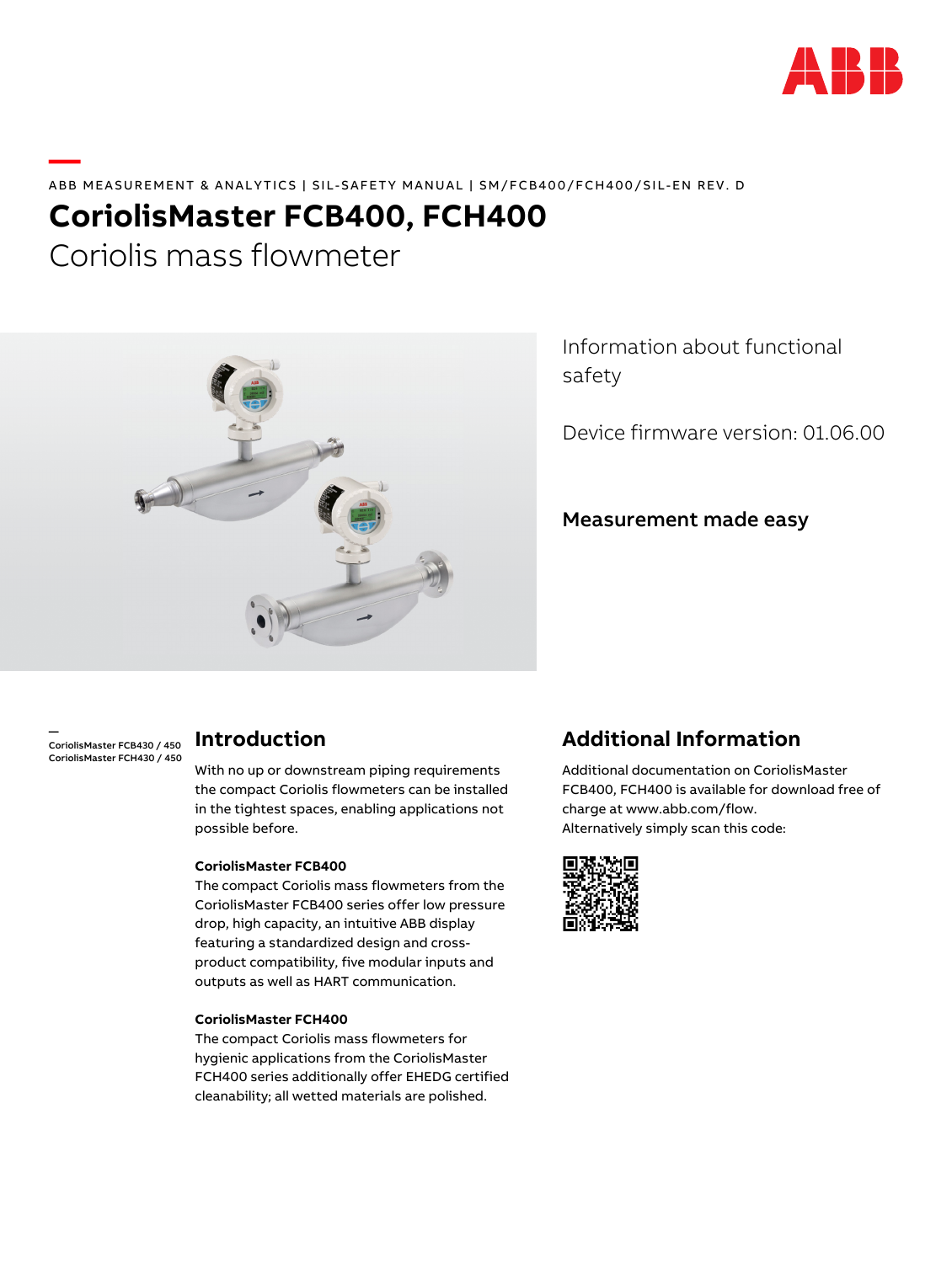ABB MEASUREMENT & ANALYTICS | SIL-SAFETY MANUAL | SM/FCB400/FCH400/SIL-EN REV. D

# CoriolisMaster FCB400, FCH400

Coriolis mass flowmeter

Information about functional safety

Device firmware version: 01.06.00

**Measurement made easy**

CoriolisMaster FCB430 / 450
CoriolisMaster FCH430 / 450

## Introduction

With no up or downstream piping requirements the compact Coriolis flowmeters can be installed in the tightest spaces, enabling applications not possible before.

**CoriolisMaster FCB400**
The compact Coriolis mass flowmeters from the CoriolisMaster FCB400 series offer low pressure drop, high capacity, an intuitive ABB display featuring a standardized design and cross-product compatibility, five modular inputs and outputs as well as HART communication.

**CoriolisMaster FCH400**
The compact Coriolis mass flowmeters for hygienic applications from the CoriolisMaster FCH400 series additionally offer EHEDG certified cleanability; all wetted materials are polished.

## Additional Information

Additional documentation on CoriolisMaster FCB400, FCH400 is available for download free of charge at www.abb.com/flow.
Alternatively simply scan this code: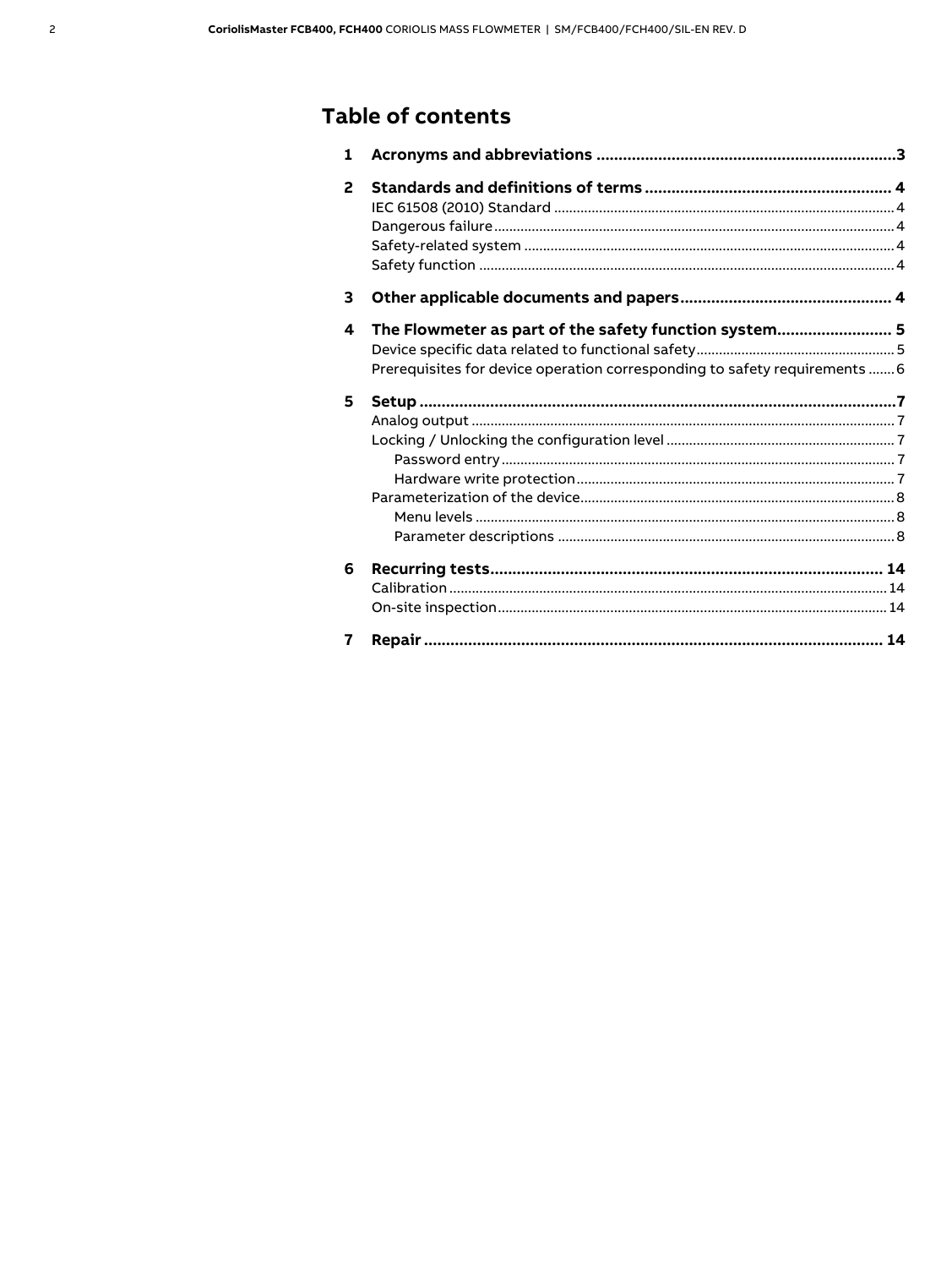# Table of contents

| | | |
|---|---|---|
| **1** | **Acronyms and abbreviations** | **3** |
| **2** | **Standards and definitions of terms** | **4** |
| | IEC 61508 (2010) Standard | 4 |
| | Dangerous failure | 4 |
| | Safety-related system | 4 |
| | Safety function | 4 |
| **3** | **Other applicable documents and papers** | **4** |
| **4** | **The Flowmeter as part of the safety function system** | **5** |
| | Device specific data related to functional safety | 5 |
| | Prerequisites for device operation corresponding to safety requirements | 6 |
| **5** | **Setup** | **7** |
| | Analog output | 7 |
| | Locking / Unlocking the configuration level | 7 |
| | Password entry | 7 |
| | Hardware write protection | 7 |
| | Parameterization of the device | 8 |
| | Menu levels | 8 |
| | Parameter descriptions | 8 |
| **6** | **Recurring tests** | **14** |
| | Calibration | 14 |
| | On-site inspection | 14 |
| **7** | **Repair** | **14** |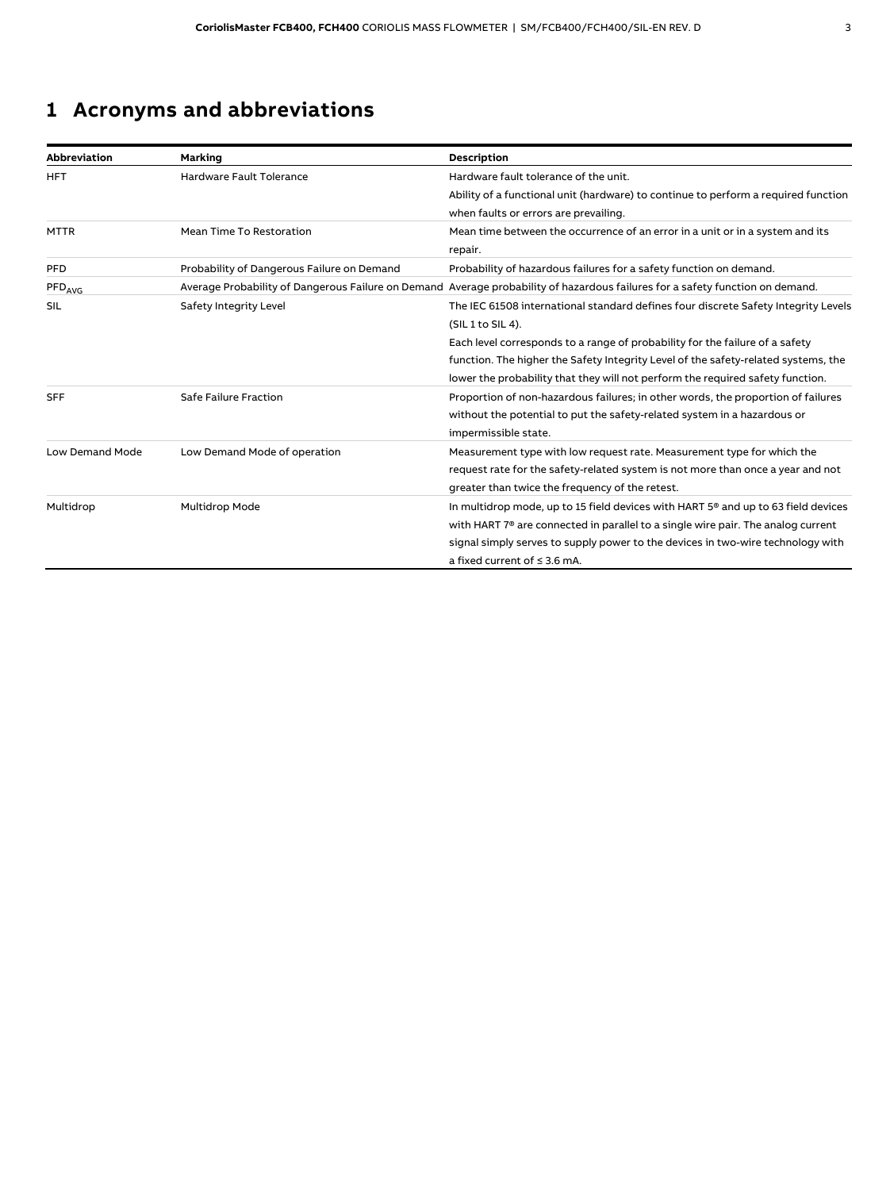# 1 Acronyms and abbreviations

| Abbreviation | Marking | Description |
|---|---|---|
| HFT | Hardware Fault Tolerance | Hardware fault tolerance of the unit. Ability of a functional unit (hardware) to continue to perform a required function when faults or errors are prevailing. |
| MTTR | Mean Time To Restoration | Mean time between the occurrence of an error in a unit or in a system and its repair. |
| PFD | Probability of Dangerous Failure on Demand | Probability of hazardous failures for a safety function on demand. |
| $PFD_{AVG}$ | Average Probability of Dangerous Failure on Demand | Average probability of hazardous failures for a safety function on demand. |
| SIL | Safety Integrity Level | The IEC 61508 international standard defines four discrete Safety Integrity Levels (SIL 1 to SIL 4). Each level corresponds to a range of probability for the failure of a safety function. The higher the Safety Integrity Level of the safety-related systems, the lower the probability that they will not perform the required safety function. |
| SFF | Safe Failure Fraction | Proportion of non-hazardous failures; in other words, the proportion of failures without the potential to put the safety-related system in a hazardous or impermissible state. |
| Low Demand Mode | Low Demand Mode of operation | Measurement type with low request rate. Measurement type for which the request rate for the safety-related system is not more than once a year and not greater than twice the frequency of the retest. |
| Multidrop | Multidrop Mode | In multidrop mode, up to 15 field devices with HART 5® and up to 63 field devices with HART 7® are connected in parallel to a single wire pair. The analog current signal simply serves to supply power to the devices in two-wire technology with a fixed current of ≤ 3.6 mA. |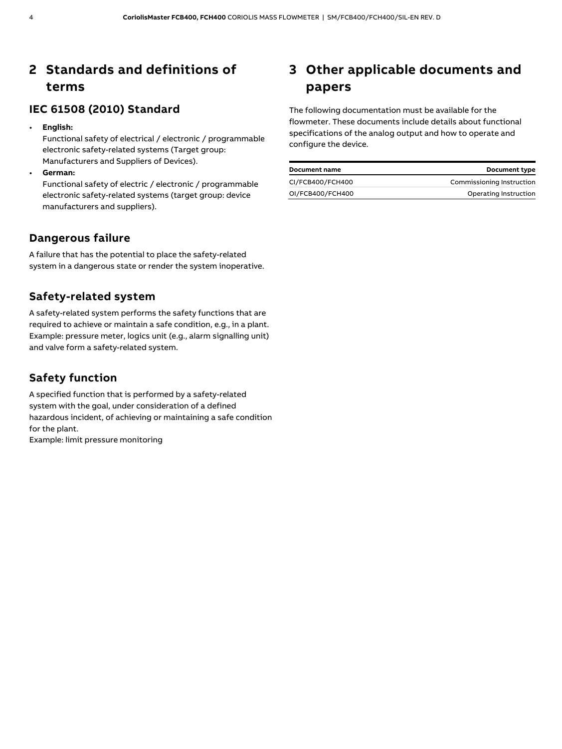# 2 Standards and definitions of terms

## IEC 61508 (2010) Standard

- **English:**
  Functional safety of electrical / electronic / programmable electronic safety-related systems (Target group: Manufacturers and Suppliers of Devices).
- **German:**
  Functional safety of electric / electronic / programmable electronic safety-related systems (target group: device manufacturers and suppliers).

## Dangerous failure

A failure that has the potential to place the safety-related system in a dangerous state or render the system inoperative.

## Safety-related system

A safety-related system performs the safety functions that are required to achieve or maintain a safe condition, e.g., in a plant. Example: pressure meter, logics unit (e.g., alarm signalling unit) and valve form a safety-related system.

## Safety function

A specified function that is performed by a safety-related system with the goal, under consideration of a defined hazardous incident, of achieving or maintaining a safe condition for the plant.
Example: limit pressure monitoring

# 3 Other applicable documents and papers

The following documentation must be available for the flowmeter. These documents include details about functional specifications of the analog output and how to operate and configure the device.

| Document name | Document type |
|---|---|
| CI/FCB400/FCH400 | Commissioning Instruction |
| OI/FCB400/FCH400 | Operating Instruction |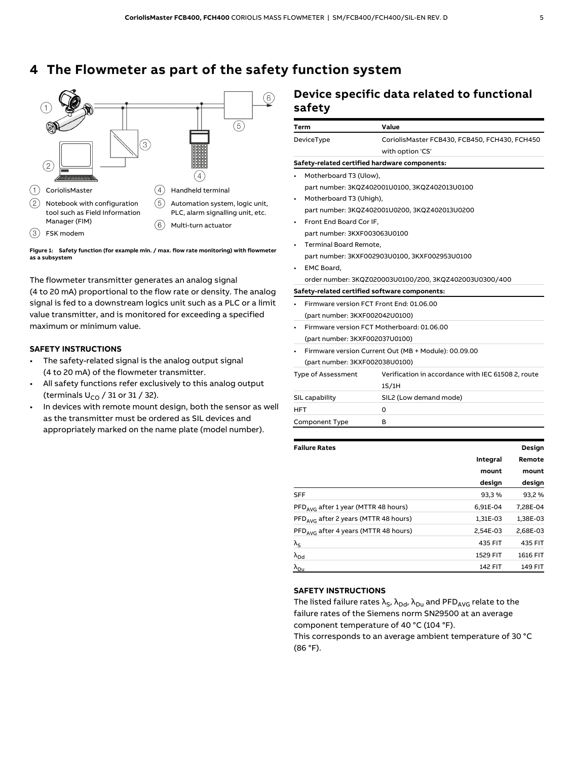# 4 The Flowmeter as part of the safety function system

1. CoriolisMaster
2. Notebook with configuration tool such as Field Information Manager (FIM)
3. FSK modem
4. Handheld terminal
5. Automation system, logic unit, PLC, alarm signalling unit, etc.
6. Multi-turn actuator

**Figure 1: Safety function (for example min. / max. flow rate monitoring) with flowmeter as a subsystem**

The flowmeter transmitter generates an analog signal (4 to 20 mA) proportional to the flow rate or density. The analog signal is fed to a downstream logics unit such as a PLC or a limit value transmitter, and is monitored for exceeding a specified maximum or minimum value.

#### SAFETY INSTRUCTIONS

- The safety-related signal is the analog output signal (4 to 20 mA) of the flowmeter transmitter.
- All safety functions refer exclusively to this analog output (terminals $U_{CO}$ / 31 or 31 / 32).
- In devices with remote mount design, both the sensor as well as the transmitter must be ordered as SIL devices and appropriately marked on the name plate (model number).

## Device specific data related to functional safety

| Term | Value |
|---|---|
| DeviceType | CoriolisMaster FCB430, FCB450, FCH430, FCH450 with option 'CS' |
| **Safety-related certified hardware components:** | |
| • Motherboard T3 (Ulow), part number: 3KQZ402001U0100, 3KQZ402013U0100 | |
| • Motherboard T3 (Uhigh), part number: 3KQZ402001U0200, 3KQZ402013U0200 | |
| • Front End Board Cor IF, part number: 3KXF003063U0100 | |
| • Terminal Board Remote, part number: 3KXF002903U0100, 3KXF002953U0100 | |
| • EMC Board, order number: 3KQZ020003U0100/200, 3KQZ402003U0300/400 | |
| **Safety-related certified software components:** | |
| • Firmware version FCT Front End: 01.06.00 (part number: 3KXF002042U0100) | |
| • Firmware version FCT Motherboard: 01.06.00 (part number: 3KXF002037U0100) | |
| • Firmware version Current Out (MB + Module): 00.09.00 (part number: 3KXF002038U0100) | |
| Type of Assessment | Verification in accordance with IEC 61508 2, route 1S/1H |
| SIL capability | SIL2 (Low demand mode) |
| HFT | 0 |
| Component Type | B |

| Failure Rates | Integral mount design | Design Remote mount design |
|---|---|---|
| SFF | 93,3 % | 93,2 % |
| $PFD_{AVG}$ after 1 year (MTTR 48 hours) | 6,91E-04 | 7,28E-04 |
| $PFD_{AVG}$ after 2 years (MTTR 48 hours) | 1,31E-03 | 1,38E-03 |
| $PFD_{AVG}$ after 4 years (MTTR 48 hours) | 2,54E-03 | 2,68E-03 |
| $\lambda_S$ | 435 FIT | 435 FIT |
| $\lambda_{Dd}$ | 1529 FIT | 1616 FIT |
| $\lambda_{Du}$ | 142 FIT | 149 FIT |

#### SAFETY INSTRUCTIONS

The listed failure rates $\lambda_S$, $\lambda_{Dd}$, $\lambda_{Du}$ and $PFD_{AVG}$ relate to the failure rates of the Siemens norm SN29500 at an average component temperature of 40 °C (104 °F).
This corresponds to an average ambient temperature of 30 °C (86 °F).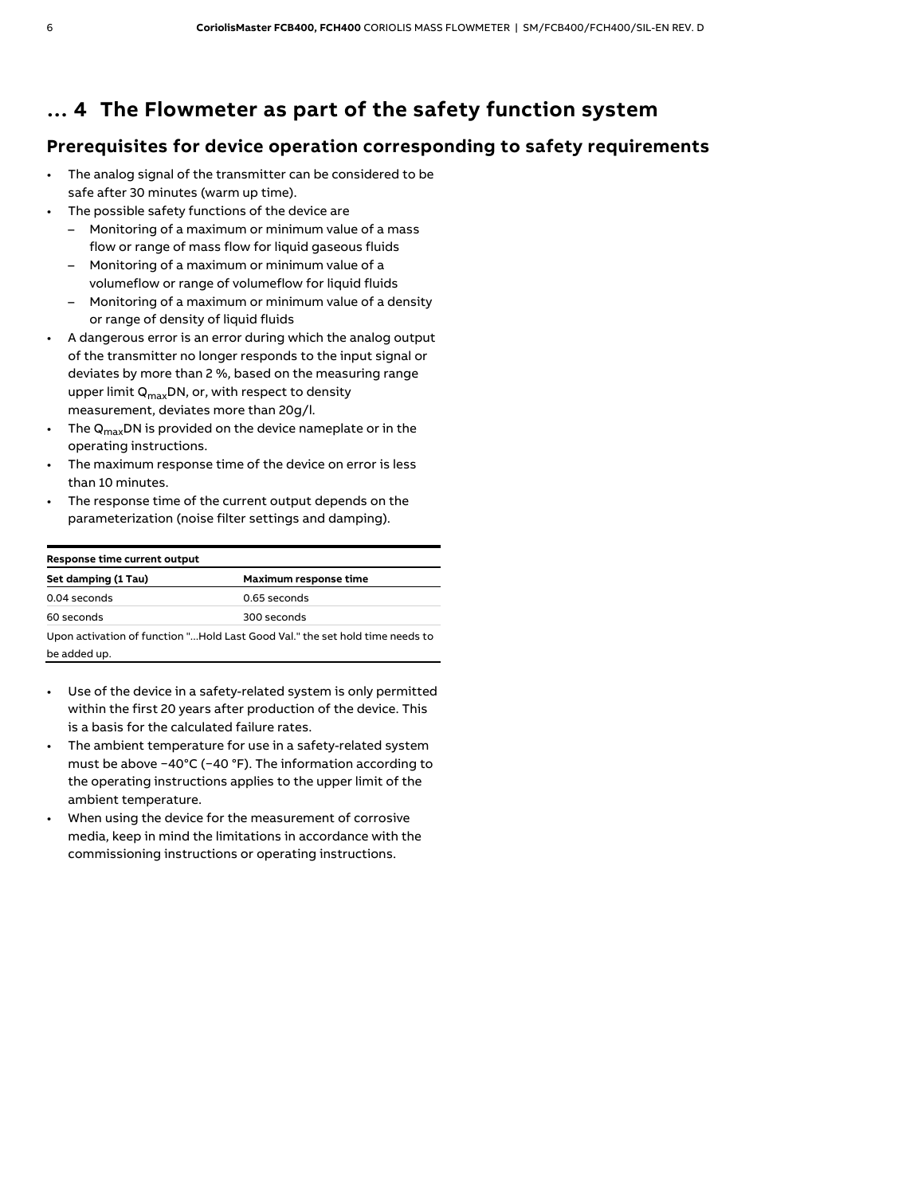# ... 4 The Flowmeter as part of the safety function system

## Prerequisites for device operation corresponding to safety requirements

- The analog signal of the transmitter can be considered to be safe after 30 minutes (warm up time).
- The possible safety functions of the device are
  - Monitoring of a maximum or minimum value of a mass flow or range of mass flow for liquid gaseous fluids
  - Monitoring of a maximum or minimum value of a volumeflow or range of volumeflow for liquid fluids
  - Monitoring of a maximum or minimum value of a density or range of density of liquid fluids
- A dangerous error is an error during which the analog output of the transmitter no longer responds to the input signal or deviates by more than 2 %, based on the measuring range upper limit $Q_{max}$DN, or, with respect to density measurement, deviates more than 20g/l.
- The $Q_{max}$DN is provided on the device nameplate or in the operating instructions.
- The maximum response time of the device on error is less than 10 minutes.
- The response time of the current output depends on the parameterization (noise filter settings and damping).

**Response time current output**

| Set damping (1 Tau) | Maximum response time |
|---|---|
| 0.04 seconds | 0.65 seconds |
| 60 seconds | 300 seconds |

Upon activation of function "...Hold Last Good Val." the set hold time needs to be added up.

- Use of the device in a safety-related system is only permitted within the first 20 years after production of the device. This is a basis for the calculated failure rates.
- The ambient temperature for use in a safety-related system must be above −40°C (−40 °F). The information according to the operating instructions applies to the upper limit of the ambient temperature.
- When using the device for the measurement of corrosive media, keep in mind the limitations in accordance with the commissioning instructions or operating instructions.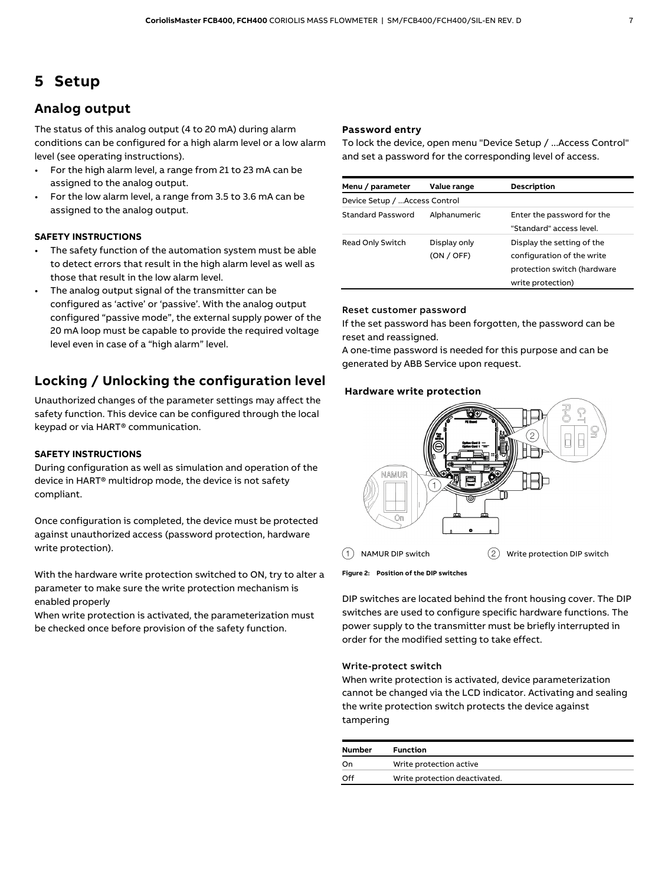# 5 Setup

## Analog output

The status of this analog output (4 to 20 mA) during alarm conditions can be configured for a high alarm level or a low alarm level (see operating instructions).

- For the high alarm level, a range from 21 to 23 mA can be assigned to the analog output.
- For the low alarm level, a range from 3.5 to 3.6 mA can be assigned to the analog output.

**SAFETY INSTRUCTIONS**

- The safety function of the automation system must be able to detect errors that result in the high alarm level as well as those that result in the low alarm level.
- The analog output signal of the transmitter can be configured as 'active' or 'passive'. With the analog output configured "passive mode", the external supply power of the 20 mA loop must be capable to provide the required voltage level even in case of a "high alarm" level.

## Locking / Unlocking the configuration level

Unauthorized changes of the parameter settings may affect the safety function. This device can be configured through the local keypad or via HART® communication.

**SAFETY INSTRUCTIONS**

During configuration as well as simulation and operation of the device in HART® multidrop mode, the device is not safety compliant.

Once configuration is completed, the device must be protected against unauthorized access (password protection, hardware write protection).

With the hardware write protection switched to ON, try to alter a parameter to make sure the write protection mechanism is enabled properly

When write protection is activated, the parameterization must be checked once before provision of the safety function.

### Password entry

To lock the device, open menu "Device Setup / …Access Control" and set a password for the corresponding level of access.

| Menu / parameter | Value range | Description |
|---|---|---|
| Device Setup / …Access Control | | |
| Standard Password | Alphanumeric | Enter the password for the "Standard" access level. |
| Read Only Switch | Display only (ON / OFF) | Display the setting of the configuration of the write protection switch (hardware write protection) |

### Reset customer password

If the set password has been forgotten, the password can be reset and reassigned.

A one-time password is needed for this purpose and can be generated by ABB Service upon request.

### Hardware write protection

① NAMUR DIP switch ② Write protection DIP switch

**Figure 2: Position of the DIP switches**

DIP switches are located behind the front housing cover. The DIP switches are used to configure specific hardware functions. The power supply to the transmitter must be briefly interrupted in order for the modified setting to take effect.

### Write-protect switch

When write protection is activated, device parameterization cannot be changed via the LCD indicator. Activating and sealing the write protection switch protects the device against tampering

| Number | Function |
|---|---|
| On | Write protection active |
| Off | Write protection deactivated. |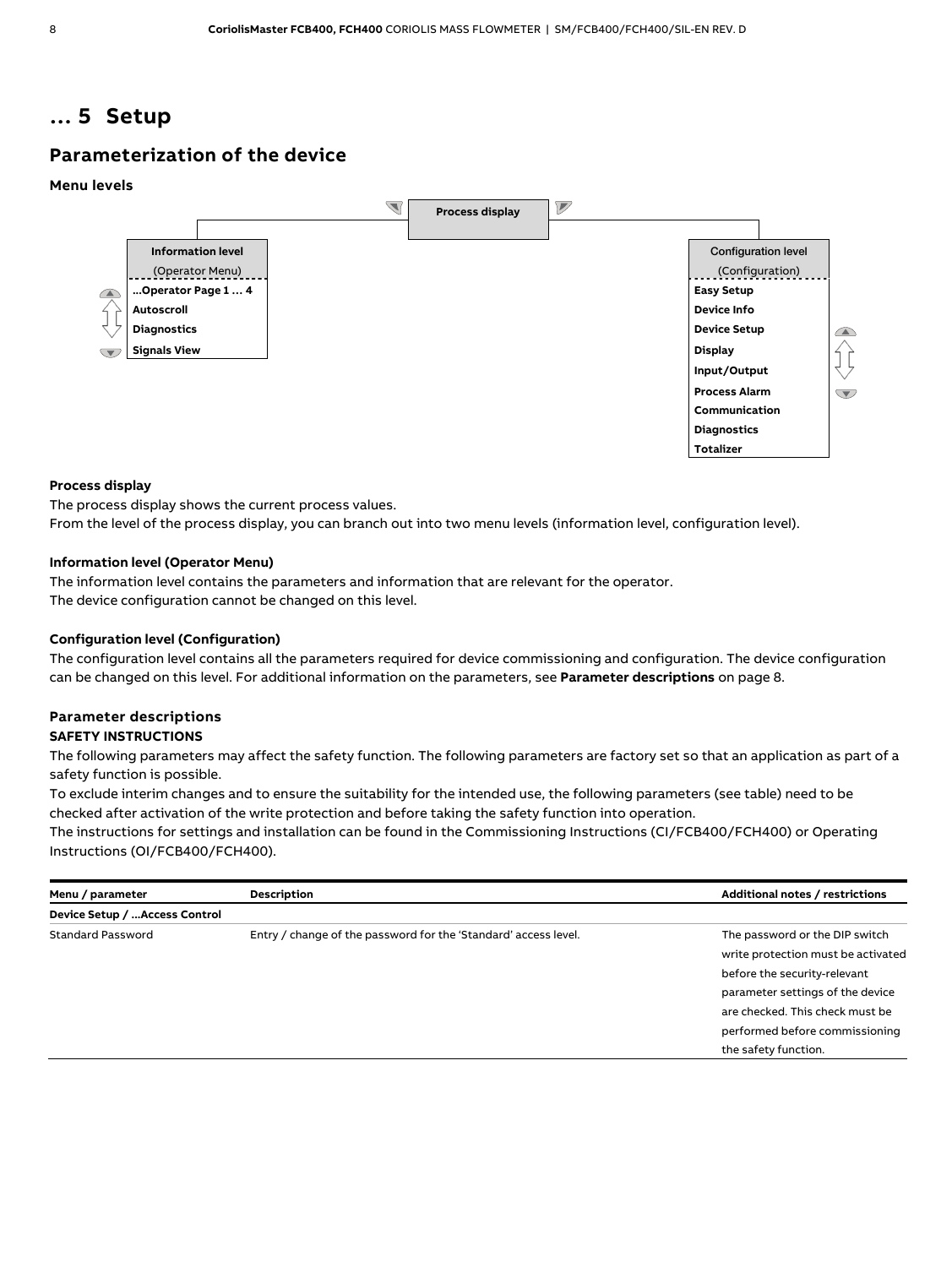# ... 5 Setup

## Parameterization of the device

### Menu levels

Process display

Information level
(Operator Menu)
...Operator Page 1 ... 4
Autoscroll
Diagnostics
Signals View

Configuration level
(Configuration)
Easy Setup
Device Info
Device Setup
Display
Input/Output
Process Alarm
Communication
Diagnostics
Totalizer

**Process display**

The process display shows the current process values.
From the level of the process display, you can branch out into two menu levels (information level, configuration level).

**Information level (Operator Menu)**

The information level contains the parameters and information that are relevant for the operator.
The device configuration cannot be changed on this level.

**Configuration level (Configuration)**

The configuration level contains all the parameters required for device commissioning and configuration. The device configuration can be changed on this level. For additional information on the parameters, see **Parameter descriptions** on page 8.

### Parameter descriptions

**SAFETY INSTRUCTIONS**

The following parameters may affect the safety function. The following parameters are factory set so that an application as part of a safety function is possible.
To exclude interim changes and to ensure the suitability for the intended use, the following parameters (see table) need to be checked after activation of the write protection and before taking the safety function into operation.
The instructions for settings and installation can be found in the Commissioning Instructions (CI/FCB400/FCH400) or Operating Instructions (OI/FCB400/FCH400).

| Menu / parameter | Description | Additional notes / restrictions |
|---|---|---|
| **Device Setup / ...Access Control** | | |
| Standard Password | Entry / change of the password for the 'Standard' access level. | The password or the DIP switch write protection must be activated before the security-relevant parameter settings of the device are checked. This check must be performed before commissioning the safety function. |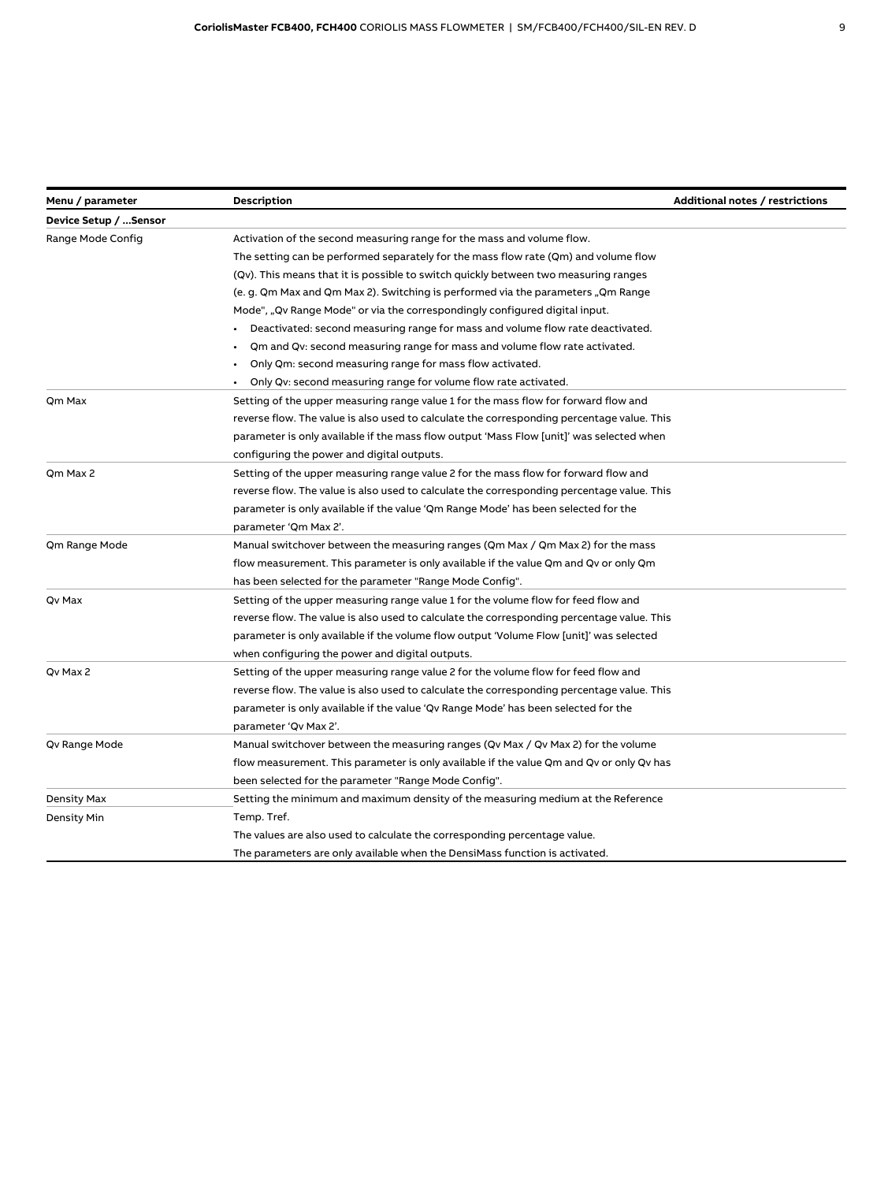| Menu / parameter | Description | Additional notes / restrictions |
|---|---|---|
| **Device Setup / …Sensor** | | |
| Range Mode Config | Activation of the second measuring range for the mass and volume flow.<br>The setting can be performed separately for the mass flow rate (Qm) and volume flow (Qv). This means that it is possible to switch quickly between two measuring ranges (e. g. Qm Max and Qm Max 2). Switching is performed via the parameters „Qm Range Mode", „Qv Range Mode" or via the correspondingly configured digital input.<br>• Deactivated: second measuring range for mass and volume flow rate deactivated.<br>• Qm and Qv: second measuring range for mass and volume flow rate activated.<br>• Only Qm: second measuring range for mass flow activated.<br>• Only Qv: second measuring range for volume flow rate activated. | |
| Qm Max | Setting of the upper measuring range value 1 for the mass flow for forward flow and reverse flow. The value is also used to calculate the corresponding percentage value. This parameter is only available if the mass flow output 'Mass Flow [unit]' was selected when configuring the power and digital outputs. | |
| Qm Max 2 | Setting of the upper measuring range value 2 for the mass flow for forward flow and reverse flow. The value is also used to calculate the corresponding percentage value. This parameter is only available if the value 'Qm Range Mode' has been selected for the parameter 'Qm Max 2'. | |
| Qm Range Mode | Manual switchover between the measuring ranges (Qm Max / Qm Max 2) for the mass flow measurement. This parameter is only available if the value Qm and Qv or only Qm has been selected for the parameter "Range Mode Config". | |
| Qv Max | Setting of the upper measuring range value 1 for the volume flow for feed flow and reverse flow. The value is also used to calculate the corresponding percentage value. This parameter is only available if the volume flow output 'Volume Flow [unit]' was selected when configuring the power and digital outputs. | |
| Qv Max 2 | Setting of the upper measuring range value 2 for the volume flow for feed flow and reverse flow. The value is also used to calculate the corresponding percentage value. This parameter is only available if the value 'Qv Range Mode' has been selected for the parameter 'Qv Max 2'. | |
| Qv Range Mode | Manual switchover between the measuring ranges (Qv Max / Qv Max 2) for the volume flow measurement. This parameter is only available if the value Qm and Qv or only Qv has been selected for the parameter "Range Mode Config". | |
| Density Max<br>Density Min | Setting the minimum and maximum density of the measuring medium at the Reference Temp. Tref.<br>The values are also used to calculate the corresponding percentage value.<br>The parameters are only available when the DensiMass function is activated. | |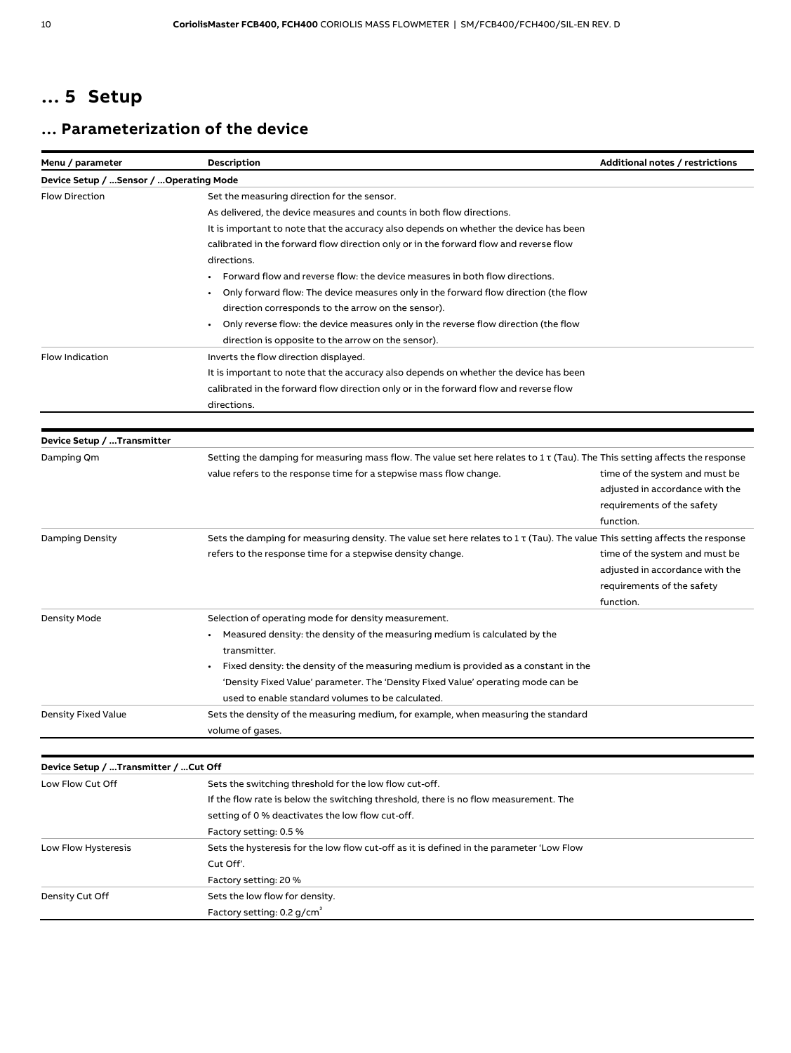# … 5 Setup

## … Parameterization of the device

| Menu / parameter | Description | Additional notes / restrictions |
| --- | --- | --- |
| **Device Setup / …Sensor / …Operating Mode** | | |
| Flow Direction | Set the measuring direction for the sensor.<br>As delivered, the device measures and counts in both flow directions.<br>It is important to note that the accuracy also depends on whether the device has been calibrated in the forward flow direction only or in the forward flow and reverse flow directions.<br>• Forward flow and reverse flow: the device measures in both flow directions.<br>• Only forward flow: The device measures only in the forward flow direction (the flow direction corresponds to the arrow on the sensor).<br>• Only reverse flow: the device measures only in the reverse flow direction (the flow direction is opposite to the arrow on the sensor). | |
| Flow Indication | Inverts the flow direction displayed.<br>It is important to note that the accuracy also depends on whether the device has been calibrated in the forward flow direction only or in the forward flow and reverse flow directions. | |

| Menu / parameter | Description | Additional notes / restrictions |
| --- | --- | --- |
| **Device Setup / …Transmitter** | | |
| Damping Qm | Setting the damping for measuring mass flow. The value set here relates to 1 τ (Tau). The value refers to the response time for a stepwise mass flow change. | This setting affects the response time of the system and must be adjusted in accordance with the requirements of the safety function. |
| Damping Density | Sets the damping for measuring density. The value set here relates to 1 τ (Tau). The value refers to the response time for a stepwise density change. | This setting affects the response time of the system and must be adjusted in accordance with the requirements of the safety function. |
| Density Mode | Selection of operating mode for density measurement.<br>• Measured density: the density of the measuring medium is calculated by the transmitter.<br>• Fixed density: the density of the measuring medium is provided as a constant in the 'Density Fixed Value' parameter. The 'Density Fixed Value' operating mode can be used to enable standard volumes to be calculated. | |
| Density Fixed Value | Sets the density of the measuring medium, for example, when measuring the standard volume of gases. | |

| Menu / parameter | Description | Additional notes / restrictions |
| --- | --- | --- |
| **Device Setup / …Transmitter / …Cut Off** | | |
| Low Flow Cut Off | Sets the switching threshold for the low flow cut-off.<br>If the flow rate is below the switching threshold, there is no flow measurement. The setting of 0 % deactivates the low flow cut-off.<br>Factory setting: 0.5 % | |
| Low Flow Hysteresis | Sets the hysteresis for the low flow cut-off as it is defined in the parameter 'Low Flow Cut Off'.<br>Factory setting: 20 % | |
| Density Cut Off | Sets the low flow for density.<br>Factory setting: 0.2 g/cm$^3$ | |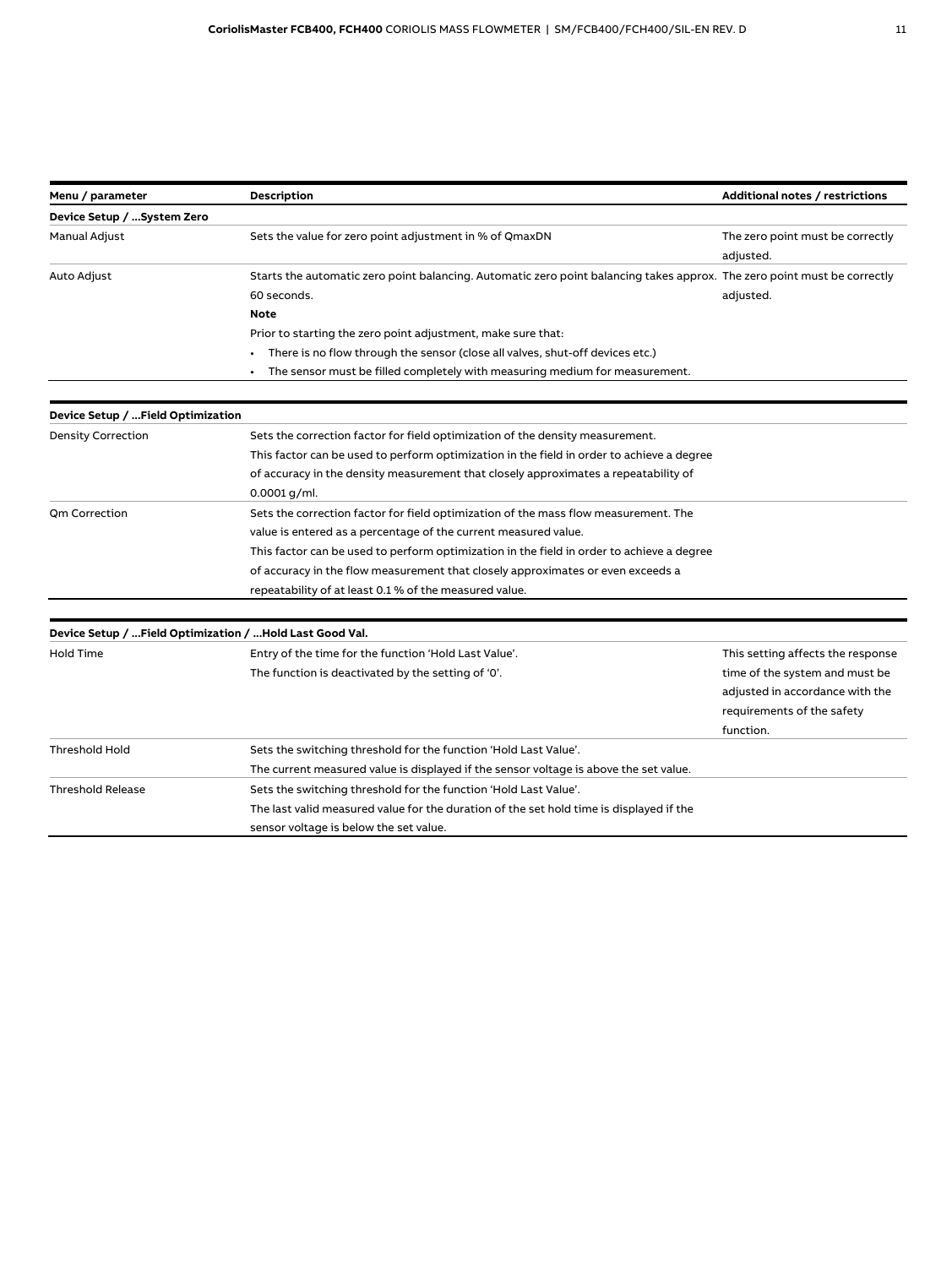| Menu / parameter | Description | Additional notes / restrictions |
|---|---|---|
| **Device Setup / …System Zero** | | |
| Manual Adjust | Sets the value for zero point adjustment in % of QmaxDN | The zero point must be correctly adjusted. |
| Auto Adjust | Starts the automatic zero point balancing. Automatic zero point balancing takes approx. 60 seconds.<br>**Note**<br>Prior to starting the zero point adjustment, make sure that:<br>• There is no flow through the sensor (close all valves, shut-off devices etc.)<br>• The sensor must be filled completely with measuring medium for measurement. | The zero point must be correctly adjusted. |
| **Device Setup / …Field Optimization** | | |
| Density Correction | Sets the correction factor for field optimization of the density measurement.<br>This factor can be used to perform optimization in the field in order to achieve a degree of accuracy in the density measurement that closely approximates a repeatability of 0.0001 g/ml. | |
| Qm Correction | Sets the correction factor for field optimization of the mass flow measurement. The value is entered as a percentage of the current measured value.<br>This factor can be used to perform optimization in the field in order to achieve a degree of accuracy in the flow measurement that closely approximates or even exceeds a repeatability of at least 0.1 % of the measured value. | |
| **Device Setup / …Field Optimization / …Hold Last Good Val.** | | |
| Hold Time | Entry of the time for the function 'Hold Last Value'.<br>The function is deactivated by the setting of '0'. | This setting affects the response time of the system and must be adjusted in accordance with the requirements of the safety function. |
| Threshold Hold | Sets the switching threshold for the function 'Hold Last Value'.<br>The current measured value is displayed if the sensor voltage is above the set value. | |
| Threshold Release | Sets the switching threshold for the function 'Hold Last Value'.<br>The last valid measured value for the duration of the set hold time is displayed if the sensor voltage is below the set value. | |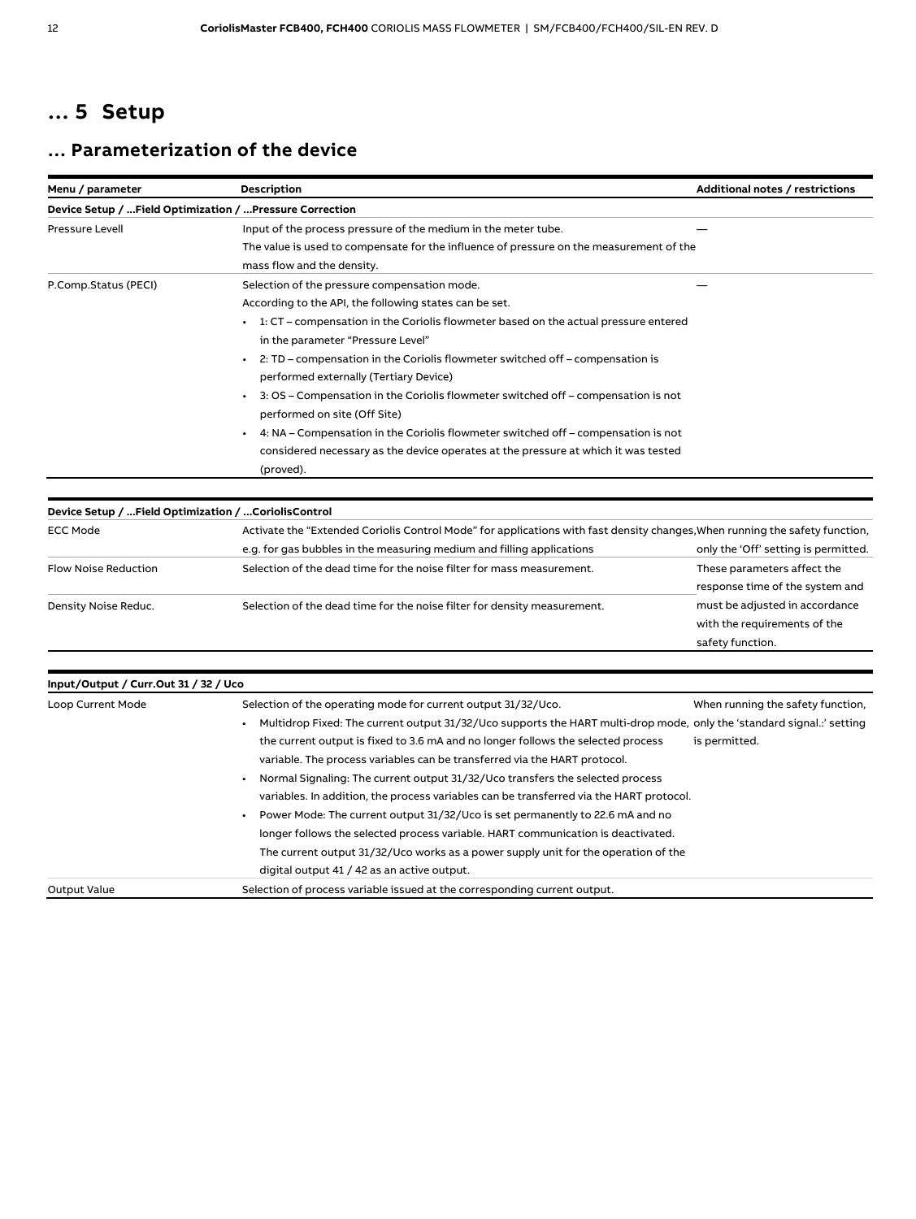# ... 5 Setup

## ... Parameterization of the device

| Menu / parameter | Description | Additional notes / restrictions |
|---|---|---|
| **Device Setup / …Field Optimization / …Pressure Correction** | | |
| Pressure Levell | Input of the process pressure of the medium in the meter tube.<br>The value is used to compensate for the influence of pressure on the measurement of the mass flow and the density. | — |
| P.Comp.Status (PECI) | Selection of the pressure compensation mode.<br>According to the API, the following states can be set.<br>• 1: CT – compensation in the Coriolis flowmeter based on the actual pressure entered in the parameter "Pressure Level"<br>• 2: TD – compensation in the Coriolis flowmeter switched off – compensation is performed externally (Tertiary Device)<br>• 3: OS – Compensation in the Coriolis flowmeter switched off – compensation is not performed on site (Off Site)<br>• 4: NA – Compensation in the Coriolis flowmeter switched off – compensation is not considered necessary as the device operates at the pressure at which it was tested (proved). | — |

| Menu / parameter | Description | Additional notes / restrictions |
|---|---|---|
| **Device Setup / …Field Optimization / …CoriolisControl** | | |
| ECC Mode | Activate the "Extended Coriolis Control Mode" for applications with fast density changes, e.g. for gas bubbles in the measuring medium and filling applications | When running the safety function, only the 'Off' setting is permitted. |
| Flow Noise Reduction | Selection of the dead time for the noise filter for mass measurement. | These parameters affect the response time of the system and must be adjusted in accordance with the requirements of the safety function. |
| Density Noise Reduc. | Selection of the dead time for the noise filter for density measurement. | |

| Menu / parameter | Description | Additional notes / restrictions |
|---|---|---|
| **Input/Output / Curr.Out 31 / 32 / Uco** | | |
| Loop Current Mode | Selection of the operating mode for current output 31/32/Uco.<br>• Multidrop Fixed: The current output 31/32/Uco supports the HART multi-drop mode, the current output is fixed to 3.6 mA and no longer follows the selected process variable. The process variables can be transferred via the HART protocol.<br>• Normal Signaling: The current output 31/32/Uco transfers the selected process variables. In addition, the process variables can be transferred via the HART protocol.<br>• Power Mode: The current output 31/32/Uco is set permanently to 22.6 mA and no longer follows the selected process variable. HART communication is deactivated. The current output 31/32/Uco works as a power supply unit for the operation of the digital output 41 / 42 as an active output. | When running the safety function, only the 'standard signal.:' setting is permitted. |
| Output Value | Selection of process variable issued at the corresponding current output. | |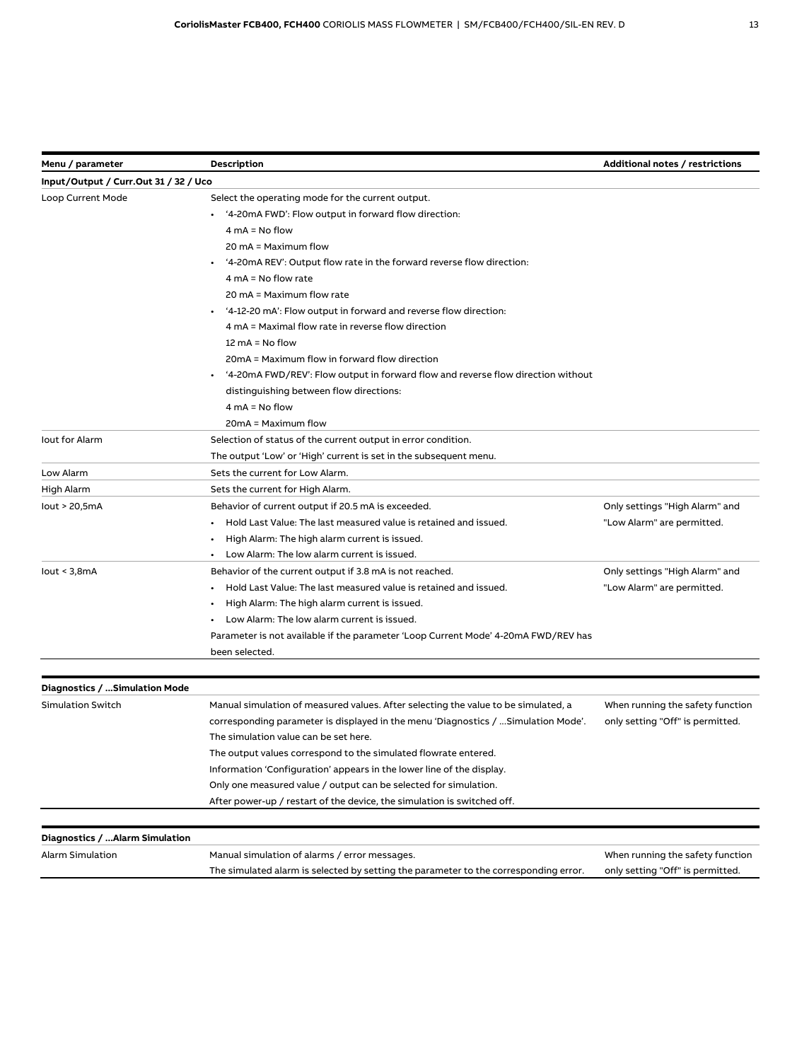| Menu / parameter | Description | Additional notes / restrictions |
|---|---|---|
| **Input/Output / Curr.Out 31 / 32 / Uco** | | |
| Loop Current Mode | Select the operating mode for the current output.<br>• '4-20mA FWD': Flow output in forward flow direction:<br>4 mA = No flow<br>20 mA = Maximum flow<br>• '4-20mA REV': Output flow rate in the forward reverse flow direction:<br>4 mA = No flow rate<br>20 mA = Maximum flow rate<br>• '4-12-20 mA': Flow output in forward and reverse flow direction:<br>4 mA = Maximal flow rate in reverse flow direction<br>12 mA = No flow<br>20mA = Maximum flow in forward flow direction<br>• '4-20mA FWD/REV': Flow output in forward flow and reverse flow direction without distinguishing between flow directions:<br>4 mA = No flow<br>20mA = Maximum flow | |
| Iout for Alarm | Selection of status of the current output in error condition.<br>The output 'Low' or 'High' current is set in the subsequent menu. | |
| Low Alarm | Sets the current for Low Alarm. | |
| High Alarm | Sets the current for High Alarm. | |
| Iout > 20,5mA | Behavior of current output if 20.5 mA is exceeded.<br>• Hold Last Value: The last measured value is retained and issued.<br>• High Alarm: The high alarm current is issued.<br>• Low Alarm: The low alarm current is issued. | Only settings "High Alarm" and "Low Alarm" are permitted. |
| Iout < 3,8mA | Behavior of the current output if 3.8 mA is not reached.<br>• Hold Last Value: The last measured value is retained and issued.<br>• High Alarm: The high alarm current is issued.<br>• Low Alarm: The low alarm current is issued.<br>Parameter is not available if the parameter 'Loop Current Mode' 4-20mA FWD/REV has been selected. | Only settings "High Alarm" and "Low Alarm" are permitted. |

| Menu / parameter | Description | Additional notes / restrictions |
|---|---|---|
| **Diagnostics / …Simulation Mode** | | |
| Simulation Switch | Manual simulation of measured values. After selecting the value to be simulated, a corresponding parameter is displayed in the menu 'Diagnostics / …Simulation Mode'. The simulation value can be set here.<br>The output values correspond to the simulated flowrate entered.<br>Information 'Configuration' appears in the lower line of the display.<br>Only one measured value / output can be selected for simulation.<br>After power-up / restart of the device, the simulation is switched off. | When running the safety function only setting "Off" is permitted. |

| Menu / parameter | Description | Additional notes / restrictions |
|---|---|---|
| **Diagnostics / …Alarm Simulation** | | |
| Alarm Simulation | Manual simulation of alarms / error messages.<br>The simulated alarm is selected by setting the parameter to the corresponding error. | When running the safety function only setting "Off" is permitted. |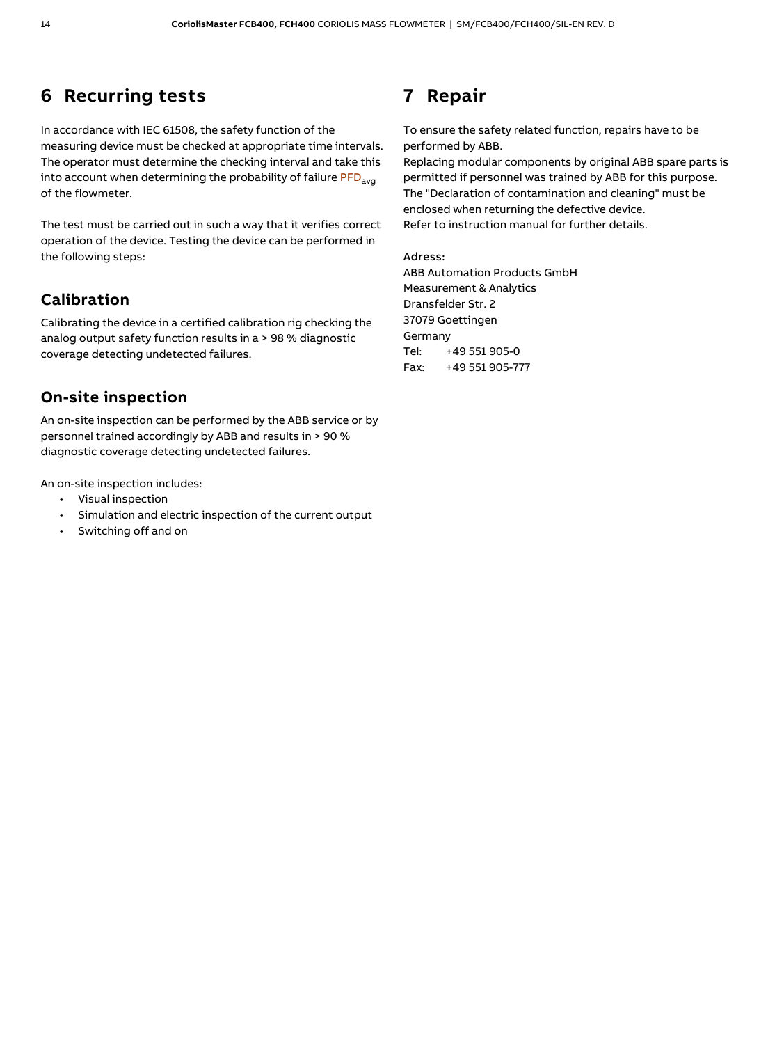# 6 Recurring tests

In accordance with IEC 61508, the safety function of the measuring device must be checked at appropriate time intervals. The operator must determine the checking interval and take this into account when determining the probability of failure $PFD_{avg}$ of the flowmeter.

The test must be carried out in such a way that it verifies correct operation of the device. Testing the device can be performed in the following steps:

## Calibration

Calibrating the device in a certified calibration rig checking the analog output safety function results in a > 98 % diagnostic coverage detecting undetected failures.

## On-site inspection

An on-site inspection can be performed by the ABB service or by personnel trained accordingly by ABB and results in > 90 % diagnostic coverage detecting undetected failures.

An on-site inspection includes:

- Visual inspection
- Simulation and electric inspection of the current output
- Switching off and on

# 7 Repair

To ensure the safety related function, repairs have to be performed by ABB.
Replacing modular components by original ABB spare parts is permitted if personnel was trained by ABB for this purpose.
The "Declaration of contamination and cleaning" must be enclosed when returning the defective device.
Refer to instruction manual for further details.

**Adress:**
ABB Automation Products GmbH
Measurement & Analytics
Dransfelder Str. 2
37079 Goettingen
Germany
Tel: +49 551 905-0
Fax: +49 551 905-777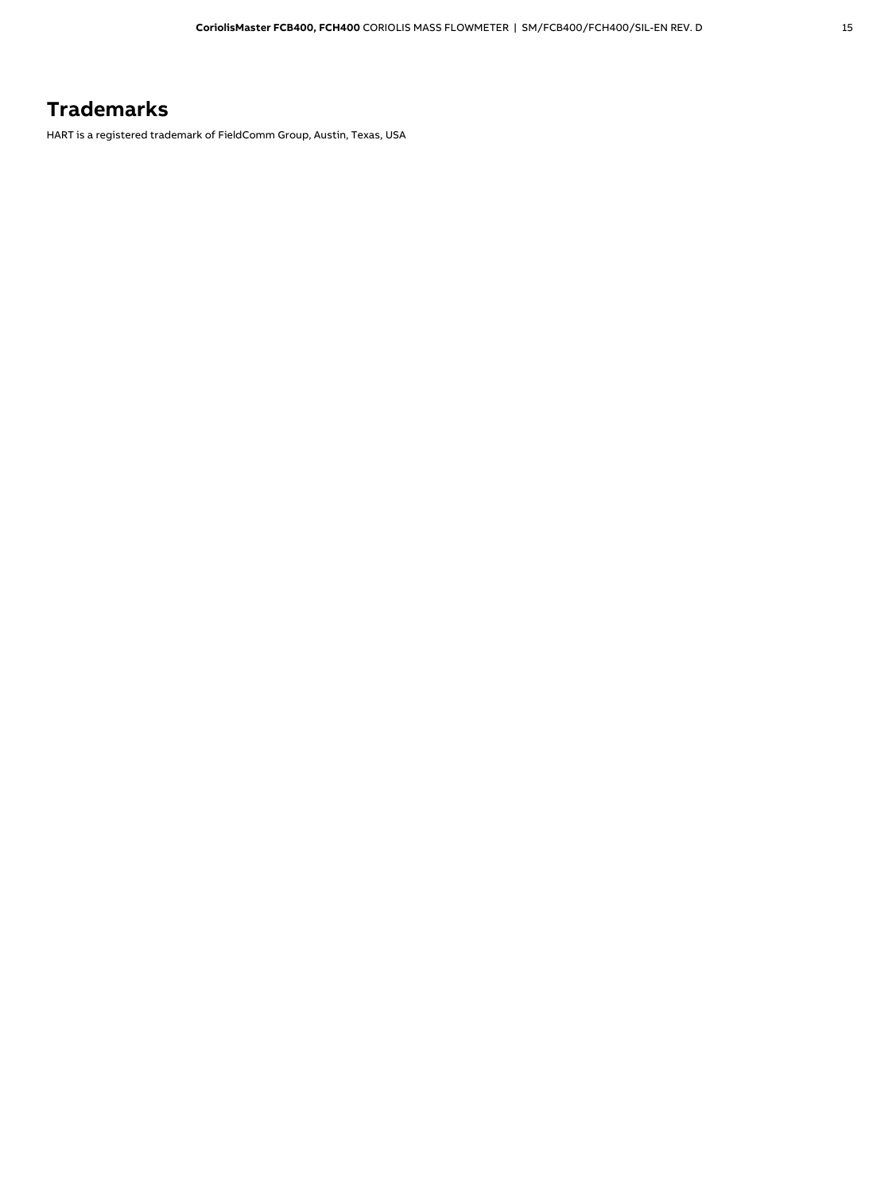## Trademarks

HART is a registered trademark of FieldComm Group, Austin, Texas, USA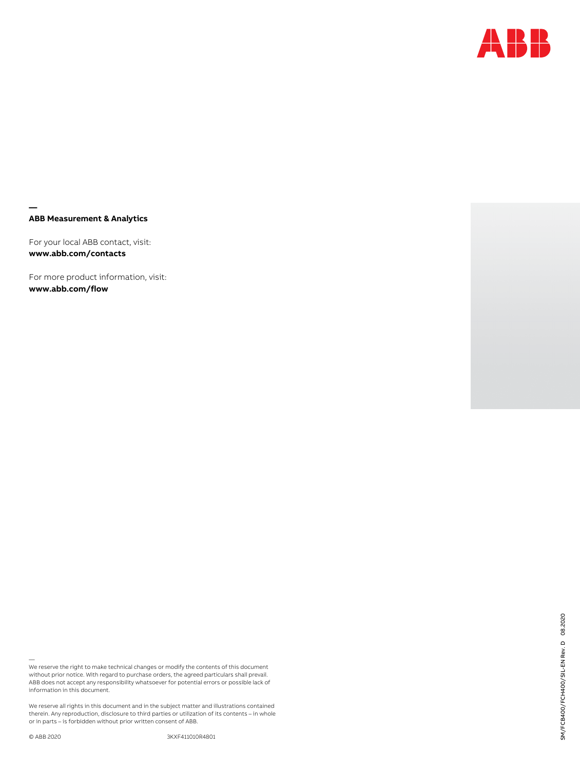**ABB Measurement & Analytics**

For your local ABB contact, visit:
**www.abb.com/contacts**

For more product information, visit:
**www.abb.com/flow**

We reserve the right to make technical changes or modify the contents of this document without prior notice. With regard to purchase orders, the agreed particulars shall prevail. ABB does not accept any responsibility whatsoever for potential errors or possible lack of information in this document.

We reserve all rights in this document and in the subject matter and illustrations contained therein. Any reproduction, disclosure to third parties or utilization of its contents – in whole or in parts – is forbidden without prior written consent of ABB.

© ABB 2020 3KXF411010R4801

SM/FCB400/FCH400/SIL-EN Rev. D 08.2020